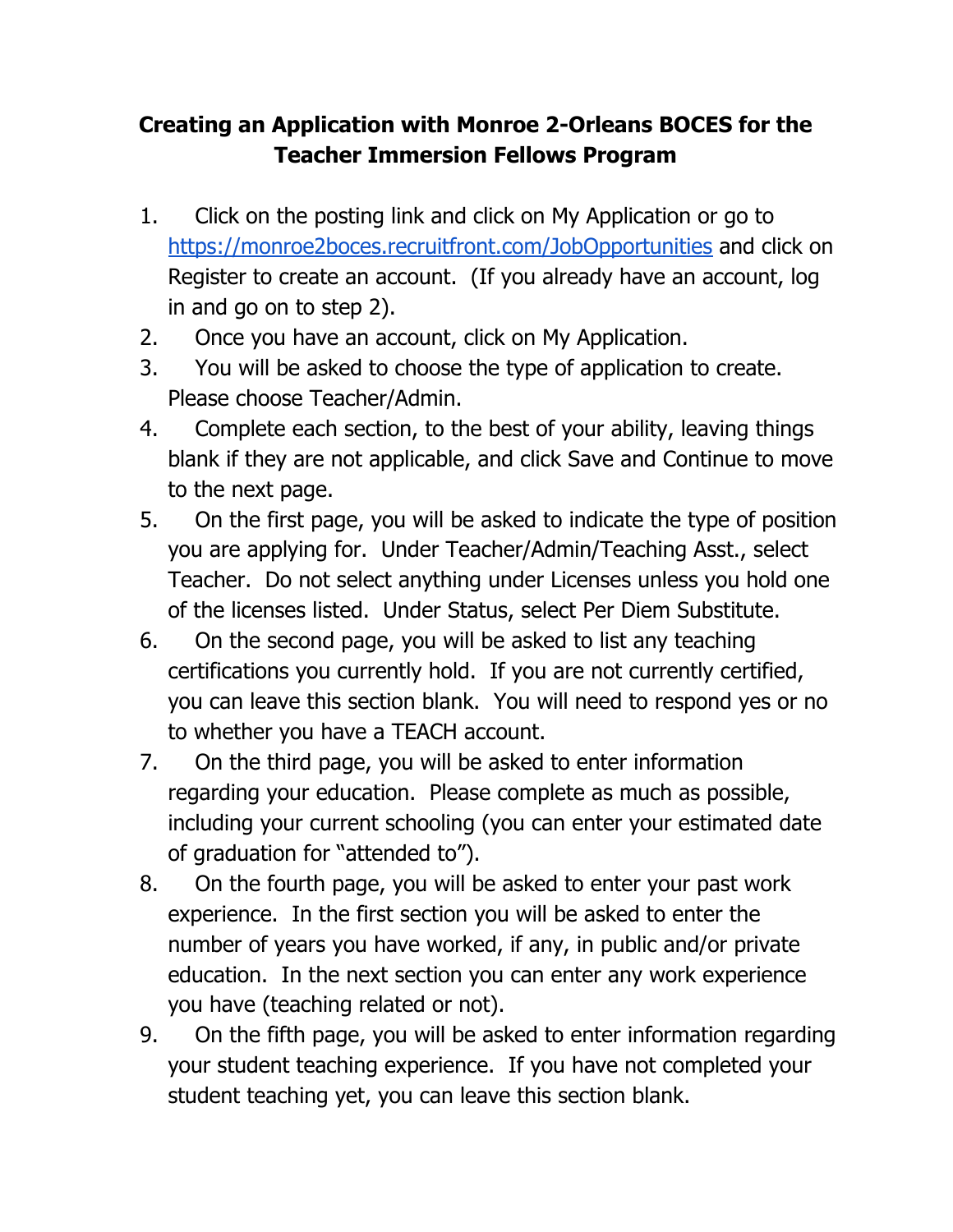# Creating an Application with Monroe 2-Orleans BOCES for the Teacher Immersion Fellows Program

1. Click on the posting link and click on My Application or go to https://monroe2boces.recruitfront.com/JobOpportunities and click on Register to create an account. (If you already have an account, log in and go on to step 2).
2. Once you have an account, click on My Application.
3. You will be asked to choose the type of application to create. Please choose Teacher/Admin.
4. Complete each section, to the best of your ability, leaving things blank if they are not applicable, and click Save and Continue to move to the next page.
5. On the first page, you will be asked to indicate the type of position you are applying for. Under Teacher/Admin/Teaching Asst., select Teacher. Do not select anything under Licenses unless you hold one of the licenses listed. Under Status, select Per Diem Substitute.
6. On the second page, you will be asked to list any teaching certifications you currently hold. If you are not currently certified, you can leave this section blank. You will need to respond yes or no to whether you have a TEACH account.
7. On the third page, you will be asked to enter information regarding your education. Please complete as much as possible, including your current schooling (you can enter your estimated date of graduation for "attended to").
8. On the fourth page, you will be asked to enter your past work experience. In the first section you will be asked to enter the number of years you have worked, if any, in public and/or private education. In the next section you can enter any work experience you have (teaching related or not).
9. On the fifth page, you will be asked to enter information regarding your student teaching experience. If you have not completed your student teaching yet, you can leave this section blank.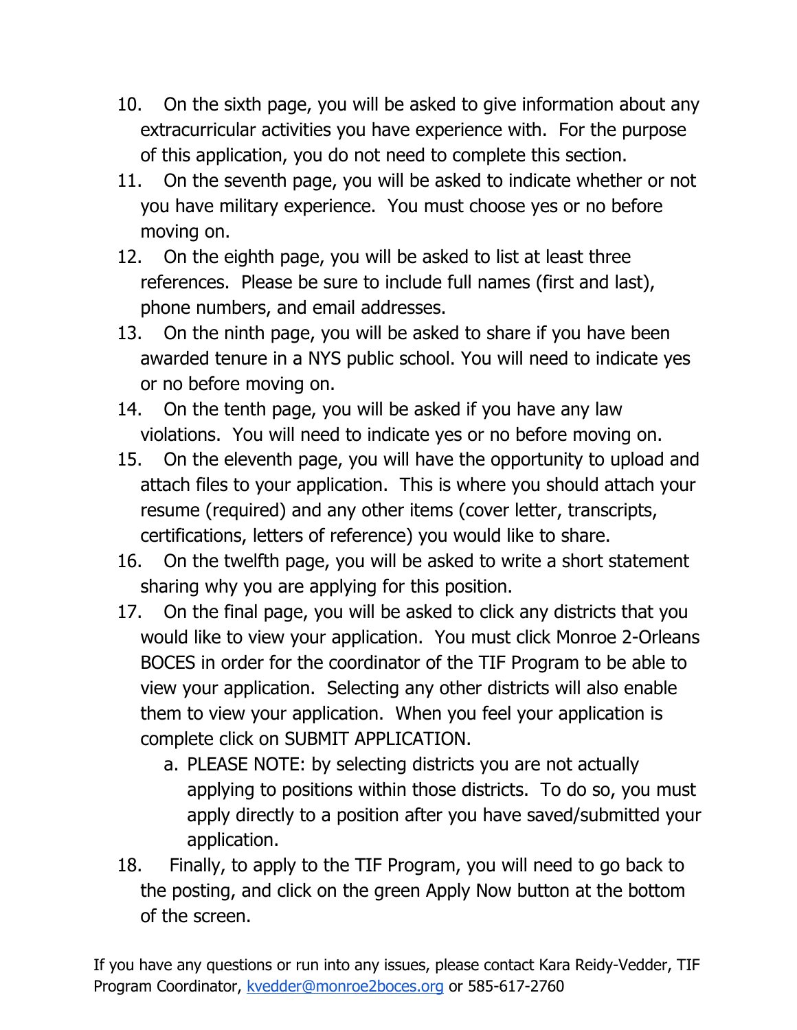10. On the sixth page, you will be asked to give information about any extracurricular activities you have experience with. For the purpose of this application, you do not need to complete this section.
11. On the seventh page, you will be asked to indicate whether or not you have military experience. You must choose yes or no before moving on.
12. On the eighth page, you will be asked to list at least three references. Please be sure to include full names (first and last), phone numbers, and email addresses.
13. On the ninth page, you will be asked to share if you have been awarded tenure in a NYS public school. You will need to indicate yes or no before moving on.
14. On the tenth page, you will be asked if you have any law violations. You will need to indicate yes or no before moving on.
15. On the eleventh page, you will have the opportunity to upload and attach files to your application. This is where you should attach your resume (required) and any other items (cover letter, transcripts, certifications, letters of reference) you would like to share.
16. On the twelfth page, you will be asked to write a short statement sharing why you are applying for this position.
17. On the final page, you will be asked to click any districts that you would like to view your application. You must click Monroe 2-Orleans BOCES in order for the coordinator of the TIF Program to be able to view your application. Selecting any other districts will also enable them to view your application. When you feel your application is complete click on SUBMIT APPLICATION.
    a. PLEASE NOTE: by selecting districts you are not actually applying to positions within those districts. To do so, you must apply directly to a position after you have saved/submitted your application.
18. Finally, to apply to the TIF Program, you will need to go back to the posting, and click on the green Apply Now button at the bottom of the screen.

If you have any questions or run into any issues, please contact Kara Reidy-Vedder, TIF Program Coordinator, [kvedder@monroe2boces.org](mailto:kvedder@monroe2boces.org) or 585-617-2760